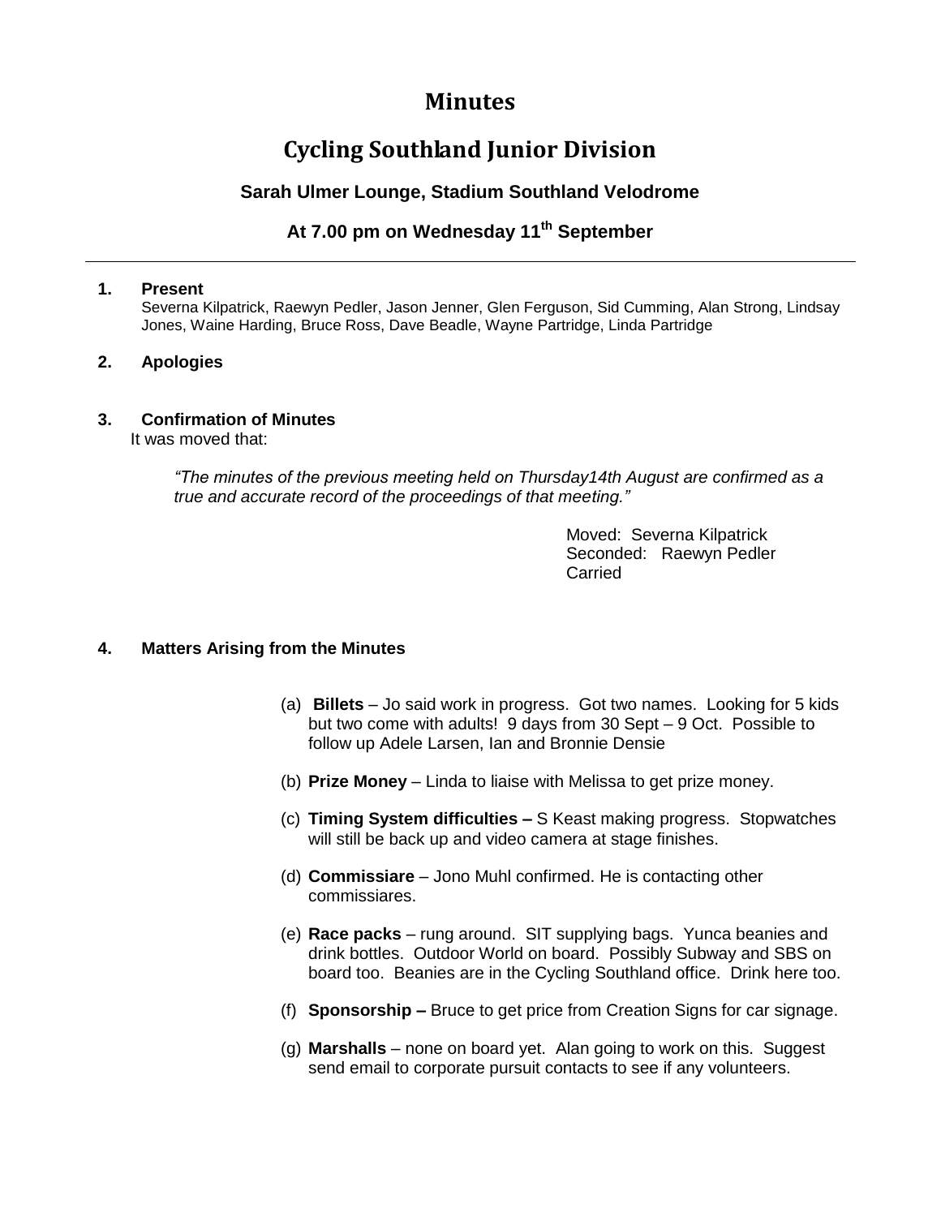# Minutes

## Cycling Southland Junior Division

### Sarah Ulmer Lounge, Stadium Southland Velodrome

### At 7.00 pm on Wednesday 11th September

---

**1. Present**

Severna Kilpatrick, Raewyn Pedler, Jason Jenner, Glen Ferguson, Sid Cumming, Alan Strong, Lindsay Jones, Waine Harding, Bruce Ross, Dave Beadle, Wayne Partridge, Linda Partridge

**2. Apologies**

**3. Confirmation of Minutes**

It was moved that:

*"The minutes of the previous meeting held on Thursday14th August are confirmed as a true and accurate record of the proceedings of that meeting."*

Moved: Severna Kilpatrick
Seconded: Raewyn Pedler
Carried

**4. Matters Arising from the Minutes**

(a) **Billets** – Jo said work in progress. Got two names. Looking for 5 kids but two come with adults! 9 days from 30 Sept – 9 Oct. Possible to follow up Adele Larsen, Ian and Bronnie Densie

(b) **Prize Money** – Linda to liaise with Melissa to get prize money.

(c) **Timing System difficulties –** S Keast making progress. Stopwatches will still be back up and video camera at stage finishes.

(d) **Commissiare** – Jono Muhl confirmed. He is contacting other commissiares.

(e) **Race packs** – rung around. SIT supplying bags. Yunca beanies and drink bottles. Outdoor World on board. Possibly Subway and SBS on board too. Beanies are in the Cycling Southland office. Drink here too.

(f) **Sponsorship –** Bruce to get price from Creation Signs for car signage.

(g) **Marshalls** – none on board yet. Alan going to work on this. Suggest send email to corporate pursuit contacts to see if any volunteers.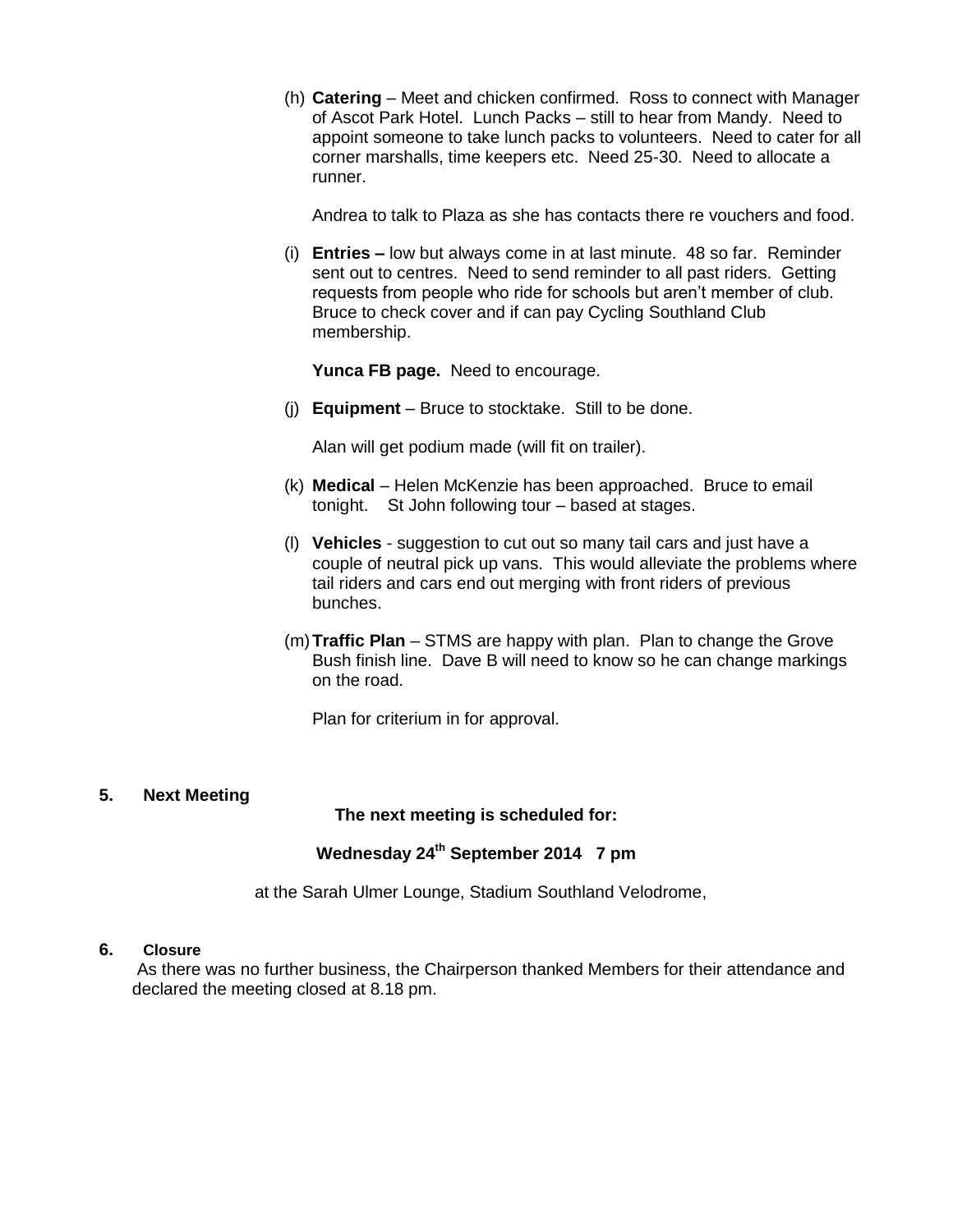(h) **Catering** – Meet and chicken confirmed. Ross to connect with Manager of Ascot Park Hotel. Lunch Packs – still to hear from Mandy. Need to appoint someone to take lunch packs to volunteers. Need to cater for all corner marshalls, time keepers etc. Need 25-30. Need to allocate a runner.

Andrea to talk to Plaza as she has contacts there re vouchers and food.

(i) **Entries –** low but always come in at last minute. 48 so far. Reminder sent out to centres. Need to send reminder to all past riders. Getting requests from people who ride for schools but aren't member of club. Bruce to check cover and if can pay Cycling Southland Club membership.

**Yunca FB page.** Need to encourage.

(j) **Equipment** – Bruce to stocktake. Still to be done.

Alan will get podium made (will fit on trailer).

(k) **Medical** – Helen McKenzie has been approached. Bruce to email tonight. St John following tour – based at stages.

(l) **Vehicles** - suggestion to cut out so many tail cars and just have a couple of neutral pick up vans. This would alleviate the problems where tail riders and cars end out merging with front riders of previous bunches.

(m) **Traffic Plan** – STMS are happy with plan. Plan to change the Grove Bush finish line. Dave B will need to know so he can change markings on the road.

Plan for criterium in for approval.

**5. Next Meeting**

**The next meeting is scheduled for:**

**Wednesday 24th September 2014 7 pm**

at the Sarah Ulmer Lounge, Stadium Southland Velodrome,

**6. Closure**

As there was no further business, the Chairperson thanked Members for their attendance and declared the meeting closed at 8.18 pm.